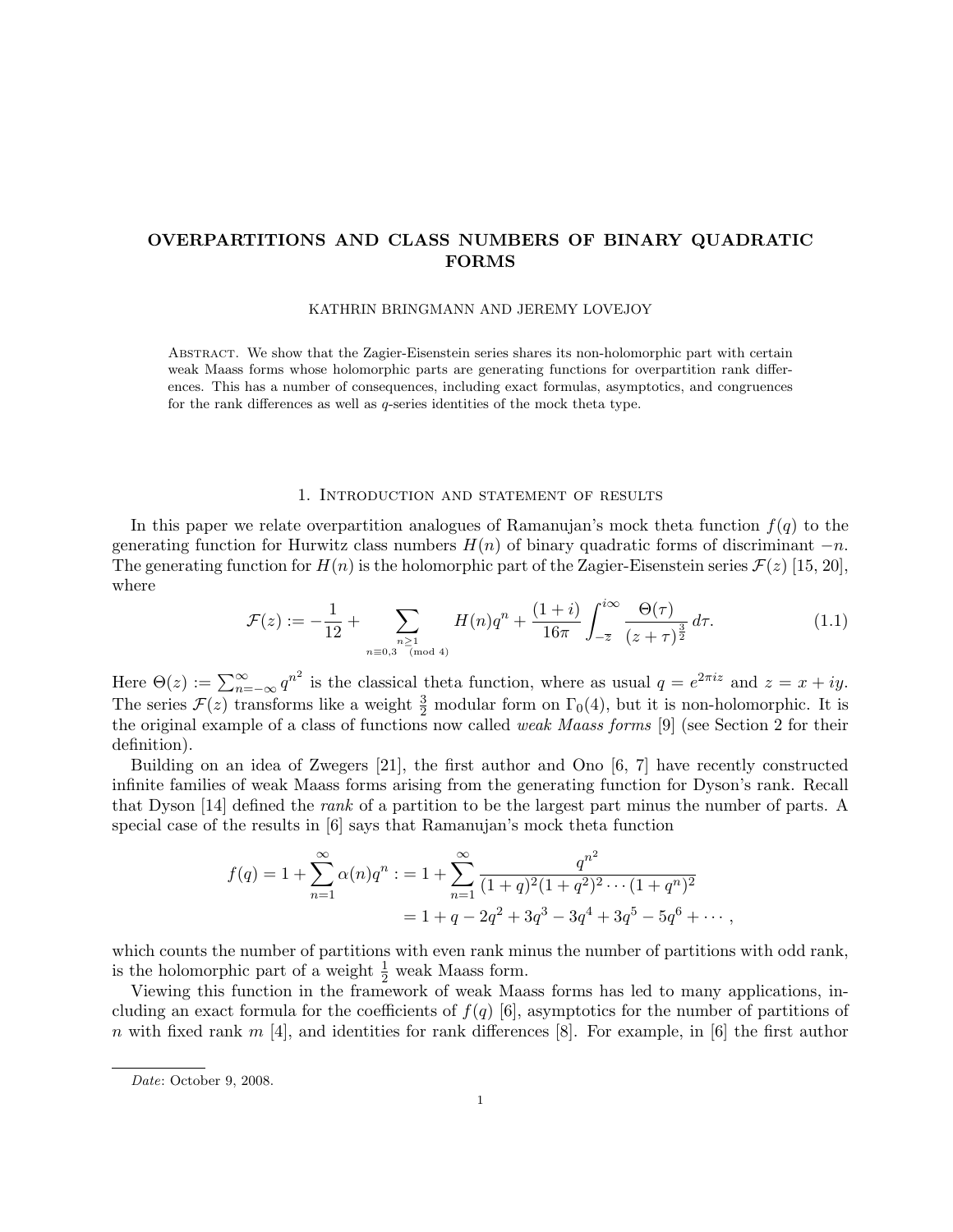# OVERPARTITIONS AND CLASS NUMBERS OF BINARY QUADRATIC FORMS

KATHRIN BRINGMANN AND JEREMY LOVEJOY

Abstract. We show that the Zagier-Eisenstein series shares its non-holomorphic part with certain weak Maass forms whose holomorphic parts are generating functions for overpartition rank differences. This has a number of consequences, including exact formulas, asymptotics, and congruences for the rank differences as well as $q$-series identities of the mock theta type.

## 1. Introduction and statement of results

In this paper we relate overpartition analogues of Ramanujan's mock theta function $f(q)$ to the generating function for Hurwitz class numbers $H(n)$ of binary quadratic forms of discriminant $-n$. The generating function for $H(n)$ is the holomorphic part of the Zagier-Eisenstein series $\mathcal{F}(z)$ [15, 20], where

$$\mathcal{F}(z) := -\frac{1}{12} + \sum_{\substack{n\geq 1 \\ n\equiv 0,3 \pmod 4}} H(n)q^n + \frac{(1+i)}{16\pi}\int_{-\overline{z}}^{i\infty} \frac{\Theta(\tau)}{(z+\tau)^{\frac{3}{2}}}\, d\tau. \tag{1.1}$$

Here $\Theta(z) := \sum_{n=-\infty}^{\infty} q^{n^2}$ is the classical theta function, where as usual $q = e^{2\pi i z}$ and $z = x + iy$. The series $\mathcal{F}(z)$ transforms like a weight $\frac{3}{2}$ modular form on $\Gamma_0(4)$, but it is non-holomorphic. It is the original example of a class of functions now called *weak Maass forms* [9] (see Section 2 for their definition).

Building on an idea of Zwegers [21], the first author and Ono [6, 7] have recently constructed infinite families of weak Maass forms arising from the generating function for Dyson's rank. Recall that Dyson [14] defined the *rank* of a partition to be the largest part minus the number of parts. A special case of the results in [6] says that Ramanujan's mock theta function

$$\begin{aligned} f(q) = 1 + \sum_{n=1}^{\infty} \alpha(n)q^n &:= 1 + \sum_{n=1}^{\infty} \frac{q^{n^2}}{(1+q)^2(1+q^2)^2\cdots(1+q^n)^2} \\ &= 1 + q - 2q^2 + 3q^3 - 3q^4 + 3q^5 - 5q^6 + \cdots, \end{aligned}$$

which counts the number of partitions with even rank minus the number of partitions with odd rank, is the holomorphic part of a weight $\frac{1}{2}$ weak Maass form.

Viewing this function in the framework of weak Maass forms has led to many applications, including an exact formula for the coefficients of $f(q)$ [6], asymptotics for the number of partitions of $n$ with fixed rank $m$ [4], and identities for rank differences [8]. For example, in [6] the first author

---

*Date*: October 9, 2008.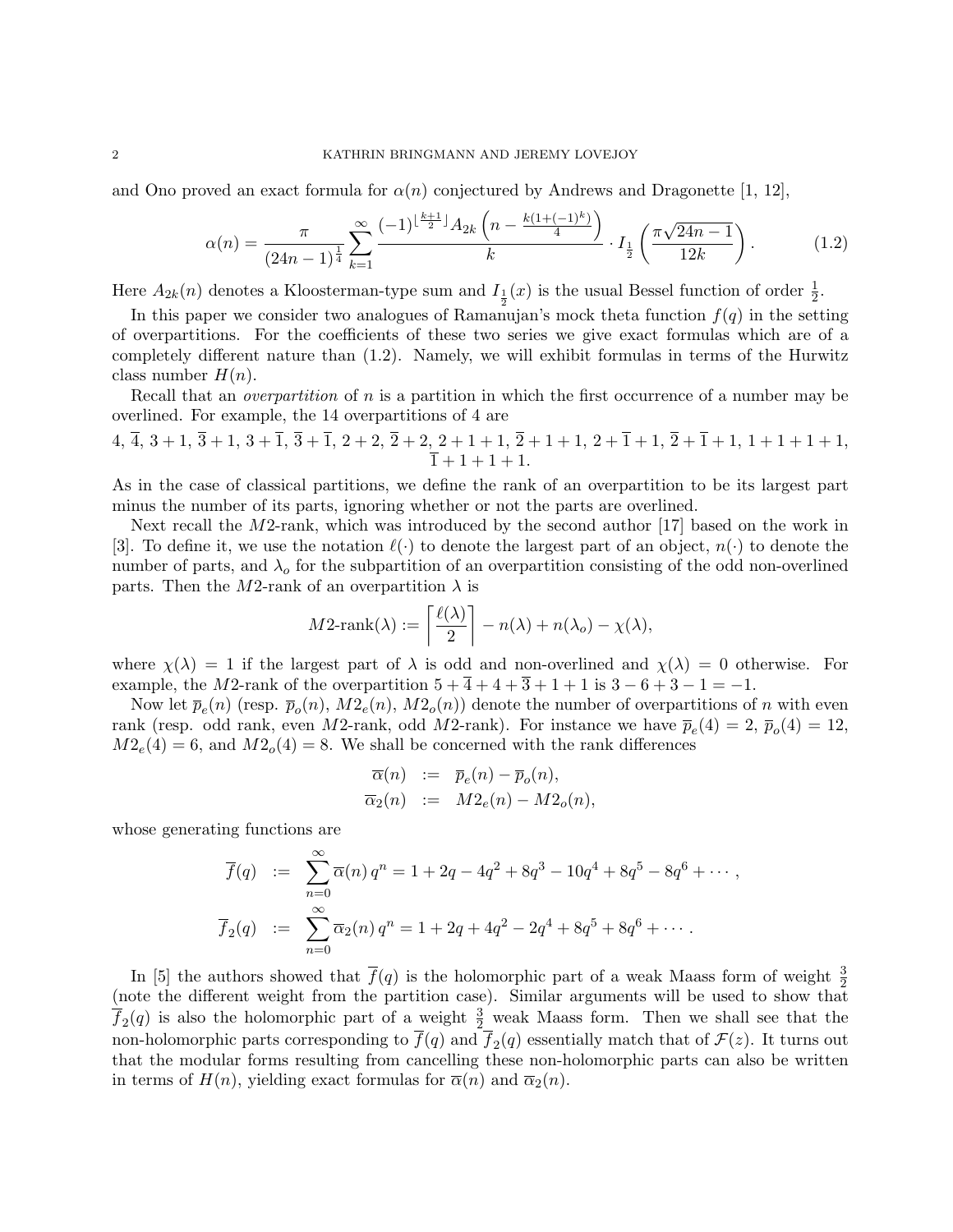and Ono proved an exact formula for $\alpha(n)$ conjectured by Andrews and Dragonette [1, 12],

$$\alpha(n) = \frac{\pi}{(24n-1)^{\frac{1}{4}}} \sum_{k=1}^{\infty} \frac{(-1)^{\lfloor \frac{k+1}{2} \rfloor} A_{2k}\left(n - \frac{k(1+(-1)^k)}{4}\right)}{k} \cdot I_{\frac{1}{2}}\left(\frac{\pi\sqrt{24n-1}}{12k}\right). \tag{1.2}$$

Here $A_{2k}(n)$ denotes a Kloosterman-type sum and $I_{\frac{1}{2}}(x)$ is the usual Bessel function of order $\frac{1}{2}$.

In this paper we consider two analogues of Ramanujan's mock theta function $f(q)$ in the setting of overpartitions. For the coefficients of these two series we give exact formulas which are of a completely different nature than (1.2). Namely, we will exhibit formulas in terms of the Hurwitz class number $H(n)$.

Recall that an *overpartition* of $n$ is a partition in which the first occurrence of a number may be overlined. For example, the 14 overpartitions of 4 are

$4$, $\overline{4}$, $3+1$, $\overline{3}+1$, $3+\overline{1}$, $\overline{3}+\overline{1}$, $2+2$, $\overline{2}+2$, $2+1+1$, $\overline{2}+1+1$, $2+\overline{1}+1$, $\overline{2}+\overline{1}+1$, $1+1+1+1$, $\overline{1}+1+1+1$.

As in the case of classical partitions, we define the rank of an overpartition to be its largest part minus the number of its parts, ignoring whether or not the parts are overlined.

Next recall the $M2$-rank, which was introduced by the second author [17] based on the work in [3]. To define it, we use the notation $\ell(\cdot)$ to denote the largest part of an object, $n(\cdot)$ to denote the number of parts, and $\lambda_o$ for the subpartition of an overpartition consisting of the odd non-overlined parts. Then the $M2$-rank of an overpartition $\lambda$ is

$$M2\text{-rank}(\lambda) := \left\lceil \frac{\ell(\lambda)}{2} \right\rceil - n(\lambda) + n(\lambda_o) - \chi(\lambda),$$

where $\chi(\lambda) = 1$ if the largest part of $\lambda$ is odd and non-overlined and $\chi(\lambda) = 0$ otherwise. For example, the $M2$-rank of the overpartition $5 + \overline{4} + 4 + \overline{3} + 1 + 1$ is $3 - 6 + 3 - 1 = -1$.

Now let $\overline{p}_e(n)$ (resp. $\overline{p}_o(n)$, $M2_e(n)$, $M2_o(n)$) denote the number of overpartitions of $n$ with even rank (resp. odd rank, even $M2$-rank, odd $M2$-rank). For instance we have $\overline{p}_e(4) = 2$, $\overline{p}_o(4) = 12$, $M2_e(4) = 6$, and $M2_o(4) = 8$. We shall be concerned with the rank differences

$$\begin{aligned}
\overline{\alpha}(n) &:= \overline{p}_e(n) - \overline{p}_o(n), \\
\overline{\alpha}_2(n) &:= M2_e(n) - M2_o(n),
\end{aligned}$$

whose generating functions are

$$\begin{aligned}
\overline{f}(q) &:= \sum_{n=0}^{\infty} \overline{\alpha}(n)\, q^n = 1 + 2q - 4q^2 + 8q^3 - 10q^4 + 8q^5 - 8q^6 + \cdots, \\
\overline{f}_2(q) &:= \sum_{n=0}^{\infty} \overline{\alpha}_2(n)\, q^n = 1 + 2q + 4q^2 - 2q^4 + 8q^5 + 8q^6 + \cdots.
\end{aligned}$$

In [5] the authors showed that $\overline{f}(q)$ is the holomorphic part of a weak Maass form of weight $\frac{3}{2}$ (note the different weight from the partition case). Similar arguments will be used to show that $\overline{f}_2(q)$ is also the holomorphic part of a weight $\frac{3}{2}$ weak Maass form. Then we shall see that the non-holomorphic parts corresponding to $\overline{f}(q)$ and $\overline{f}_2(q)$ essentially match that of $\mathcal{F}(z)$. It turns out that the modular forms resulting from cancelling these non-holomorphic parts can also be written in terms of $H(n)$, yielding exact formulas for $\overline{\alpha}(n)$ and $\overline{\alpha}_2(n)$.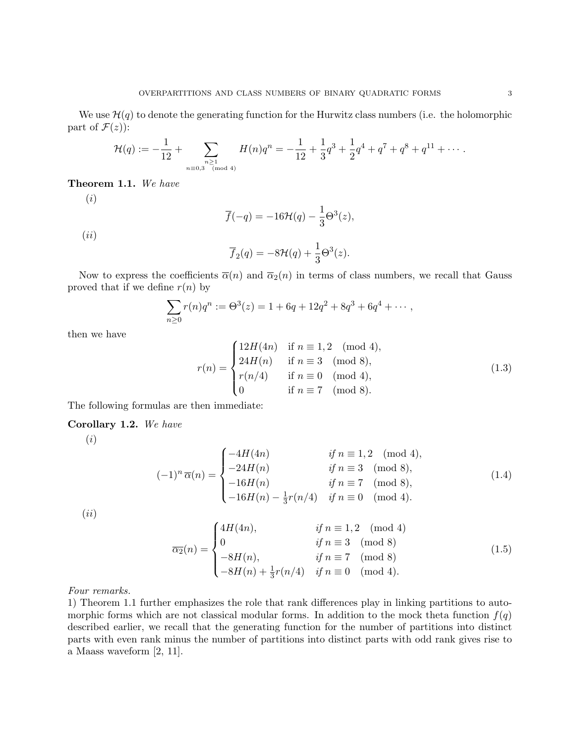We use $\mathcal{H}(q)$ to denote the generating function for the Hurwitz class numbers (i.e. the holomorphic part of $\mathcal{F}(z)$):

$$\mathcal{H}(q) := -\frac{1}{12} + \sum_{\substack{n \geq 1 \\ n \equiv 0,3 \pmod 4}} H(n)q^n = -\frac{1}{12} + \frac{1}{3}q^3 + \frac{1}{2}q^4 + q^7 + q^8 + q^{11} + \cdots .$$

**Theorem 1.1.** *We have*

(*i*)

$$\overline{f}(-q) = -16\mathcal{H}(q) - \frac{1}{3}\Theta^3(z),$$

(*ii*)

$$\overline{f}_2(q) = -8\mathcal{H}(q) + \frac{1}{3}\Theta^3(z).$$

Now to express the coefficients $\overline{\alpha}(n)$ and $\overline{\alpha}_2(n)$ in terms of class numbers, we recall that Gauss proved that if we define $r(n)$ by

$$\sum_{n \geq 0} r(n)q^n := \Theta^3(z) = 1 + 6q + 12q^2 + 8q^3 + 6q^4 + \cdots ,$$

then we have

$$r(n) = \begin{cases} 12H(4n) & \text{if } n \equiv 1,2 \pmod 4, \\ 24H(n) & \text{if } n \equiv 3 \pmod 8, \\ r(n/4) & \text{if } n \equiv 0 \pmod 4, \\ 0 & \text{if } n \equiv 7 \pmod 8. \end{cases} \tag{1.3}$$

The following formulas are then immediate:

**Corollary 1.2.** *We have*

(*i*)

$$(-1)^n \overline{\alpha}(n) = \begin{cases} -4H(4n) & \text{if } n \equiv 1,2 \pmod 4, \\ -24H(n) & \text{if } n \equiv 3 \pmod 8, \\ -16H(n) & \text{if } n \equiv 7 \pmod 8, \\ -16H(n) - \frac{1}{3}r(n/4) & \text{if } n \equiv 0 \pmod 4. \end{cases} \tag{1.4}$$

(*ii*)

$$\overline{\alpha_2}(n) = \begin{cases} 4H(4n), & \text{if } n \equiv 1,2 \pmod 4 \\ 0 & \text{if } n \equiv 3 \pmod 8 \\ -8H(n), & \text{if } n \equiv 7 \pmod 8 \\ -8H(n) + \frac{1}{3}r(n/4) & \text{if } n \equiv 0 \pmod 4. \end{cases} \tag{1.5}$$

*Four remarks.*

1) Theorem 1.1 further emphasizes the role that rank differences play in linking partitions to automorphic forms which are not classical modular forms. In addition to the mock theta function $f(q)$ described earlier, we recall that the generating function for the number of partitions into distinct parts with even rank minus the number of partitions into distinct parts with odd rank gives rise to a Maass waveform [2, 11].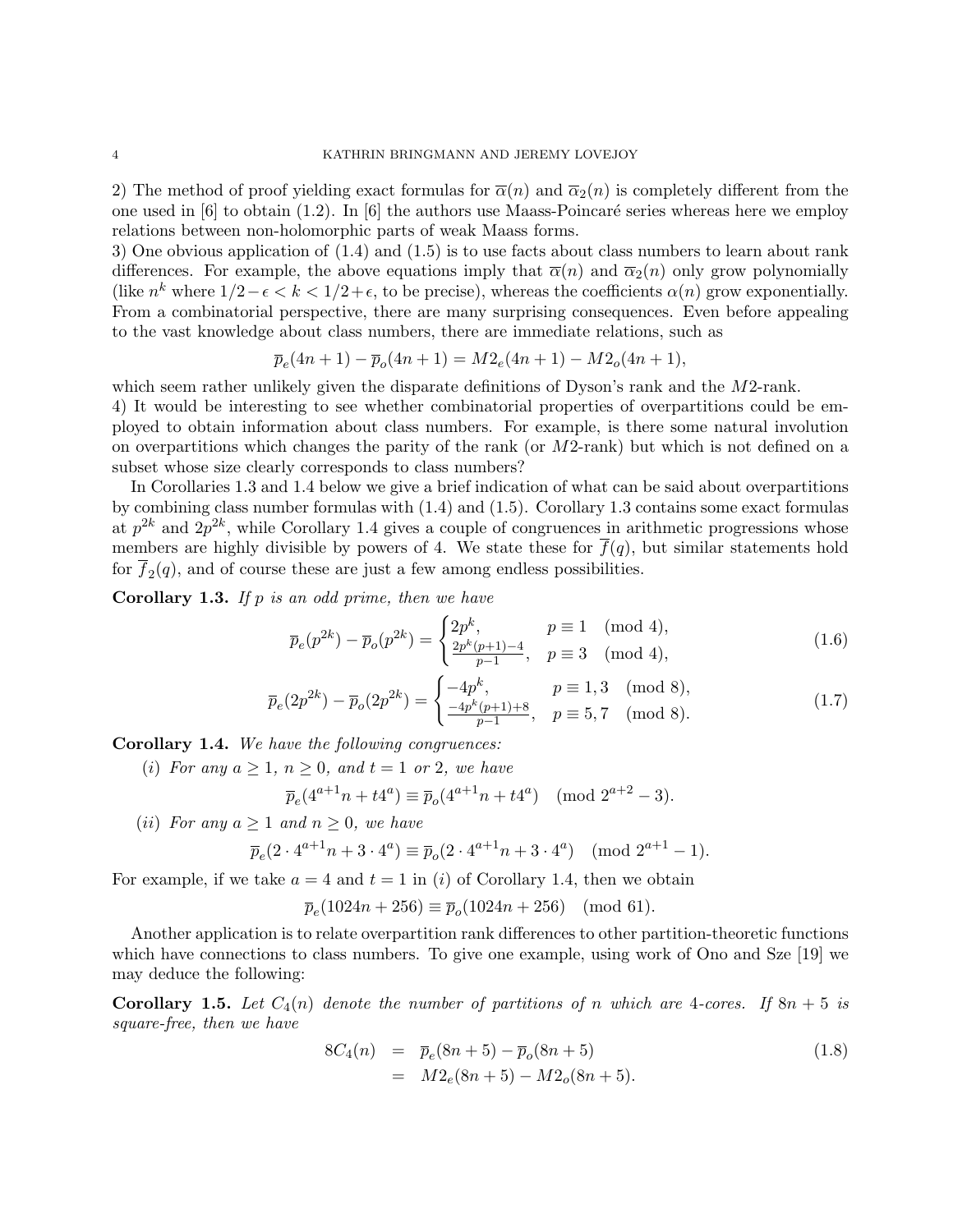2) The method of proof yielding exact formulas for $\overline{\alpha}(n)$ and $\overline{\alpha}_2(n)$ is completely different from the one used in [6] to obtain (1.2). In [6] the authors use Maass-Poincaré series whereas here we employ relations between non-holomorphic parts of weak Maass forms.

3) One obvious application of (1.4) and (1.5) is to use facts about class numbers to learn about rank differences. For example, the above equations imply that $\overline{\alpha}(n)$ and $\overline{\alpha}_2(n)$ only grow polynomially (like $n^k$ where $1/2-\epsilon < k < 1/2+\epsilon$, to be precise), whereas the coefficients $\alpha(n)$ grow exponentially. From a combinatorial perspective, there are many surprising consequences. Even before appealing to the vast knowledge about class numbers, there are immediate relations, such as

$$\overline{p}_e(4n+1) - \overline{p}_o(4n+1) = M2_e(4n+1) - M2_o(4n+1),$$

which seem rather unlikely given the disparate definitions of Dyson's rank and the $M2$-rank.

4) It would be interesting to see whether combinatorial properties of overpartitions could be employed to obtain information about class numbers. For example, is there some natural involution on overpartitions which changes the parity of the rank (or $M2$-rank) but which is not defined on a subset whose size clearly corresponds to class numbers?

In Corollaries 1.3 and 1.4 below we give a brief indication of what can be said about overpartitions by combining class number formulas with (1.4) and (1.5). Corollary 1.3 contains some exact formulas at $p^{2k}$ and $2p^{2k}$, while Corollary 1.4 gives a couple of congruences in arithmetic progressions whose members are highly divisible by powers of 4. We state these for $\overline{f}(q)$, but similar statements hold for $\overline{f}_2(q)$, and of course these are just a few among endless possibilities.

**Corollary 1.3.** *If $p$ is an odd prime, then we have*

$$\overline{p}_e(p^{2k}) - \overline{p}_o(p^{2k}) = \begin{cases} 2p^k, & p \equiv 1 \pmod 4, \\ \frac{2p^k(p+1)-4}{p-1}, & p \equiv 3 \pmod 4, \end{cases} \tag{1.6}$$

$$\overline{p}_e(2p^{2k}) - \overline{p}_o(2p^{2k}) = \begin{cases} -4p^k, & p \equiv 1,3 \pmod 8, \\ \frac{-4p^k(p+1)+8}{p-1}, & p \equiv 5,7 \pmod 8. \end{cases} \tag{1.7}$$

**Corollary 1.4.** *We have the following congruences:*

(*i*) *For any $a \geq 1$, $n \geq 0$, and $t = 1$ or $2$, we have*

$$\overline{p}_e(4^{a+1}n + t4^a) \equiv \overline{p}_o(4^{a+1}n + t4^a) \pmod{2^{a+2}-3}.$$

(*ii*) *For any $a \geq 1$ and $n \geq 0$, we have*

$$\overline{p}_e(2 \cdot 4^{a+1}n + 3 \cdot 4^a) \equiv \overline{p}_o(2 \cdot 4^{a+1}n + 3 \cdot 4^a) \pmod{2^{a+1}-1}.$$

For example, if we take $a = 4$ and $t = 1$ in (*i*) of Corollary 1.4, then we obtain

$$\overline{p}_e(1024n + 256) \equiv \overline{p}_o(1024n + 256) \pmod{61}.$$

Another application is to relate overpartition rank differences to other partition-theoretic functions which have connections to class numbers. To give one example, using work of Ono and Sze [19] we may deduce the following:

**Corollary 1.5.** *Let $C_4(n)$ denote the number of partitions of $n$ which are 4-cores. If $8n+5$ is square-free, then we have*

$$\begin{aligned} 8C_4(n) &= \overline{p}_e(8n+5) - \overline{p}_o(8n+5) \\ &= M2_e(8n+5) - M2_o(8n+5). \end{aligned} \tag{1.8}$$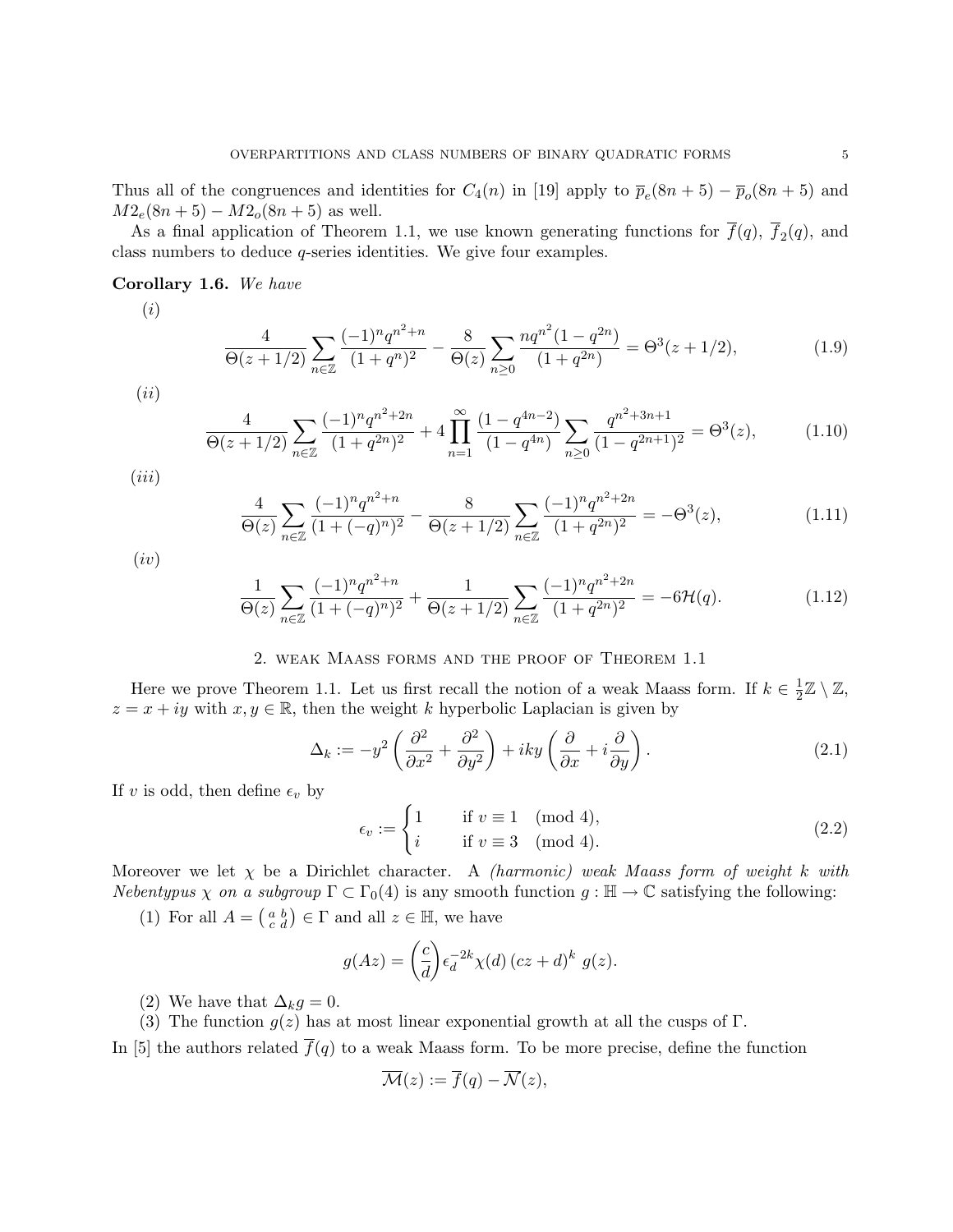Thus all of the congruences and identities for $C_4(n)$ in [19] apply to $\overline{p}_e(8n+5) - \overline{p}_o(8n+5)$ and $M2_e(8n+5) - M2_o(8n+5)$ as well.

As a final application of Theorem 1.1, we use known generating functions for $\overline{f}(q)$, $\overline{f}_2(q)$, and class numbers to deduce $q$-series identities. We give four examples.

**Corollary 1.6.** *We have*

$(i)$

$$\frac{4}{\Theta(z+1/2)} \sum_{n \in \mathbb{Z}} \frac{(-1)^n q^{n^2+n}}{(1+q^n)^2} - \frac{8}{\Theta(z)} \sum_{n \geq 0} \frac{n q^{n^2}(1-q^{2n})}{(1+q^{2n})} = \Theta^3(z+1/2), \tag{1.9}$$

$(ii)$

$$\frac{4}{\Theta(z+1/2)} \sum_{n \in \mathbb{Z}} \frac{(-1)^n q^{n^2+2n}}{(1+q^{2n})^2} + 4 \prod_{n=1}^{\infty} \frac{(1-q^{4n-2})}{(1-q^{4n})} \sum_{n \geq 0} \frac{q^{n^2+3n+1}}{(1-q^{2n+1})^2} = \Theta^3(z), \tag{1.10}$$

$(iii)$

$$\frac{4}{\Theta(z)} \sum_{n \in \mathbb{Z}} \frac{(-1)^n q^{n^2+n}}{(1+(-q)^n)^2} - \frac{8}{\Theta(z+1/2)} \sum_{n \in \mathbb{Z}} \frac{(-1)^n q^{n^2+2n}}{(1+q^{2n})^2} = -\Theta^3(z), \tag{1.11}$$

$(iv)$

$$\frac{1}{\Theta(z)} \sum_{n \in \mathbb{Z}} \frac{(-1)^n q^{n^2+n}}{(1+(-q)^n)^2} + \frac{1}{\Theta(z+1/2)} \sum_{n \in \mathbb{Z}} \frac{(-1)^n q^{n^2+2n}}{(1+q^{2n})^2} = -6\mathcal{H}(q). \tag{1.12}$$

## 2. Weak Maass forms and the proof of Theorem 1.1

Here we prove Theorem 1.1. Let us first recall the notion of a weak Maass form. If $k \in \frac{1}{2}\mathbb{Z} \setminus \mathbb{Z}$, $z = x+iy$ with $x, y \in \mathbb{R}$, then the weight $k$ hyperbolic Laplacian is given by

$$\Delta_k := -y^2 \left( \frac{\partial^2}{\partial x^2} + \frac{\partial^2}{\partial y^2} \right) + iky \left( \frac{\partial}{\partial x} + i \frac{\partial}{\partial y} \right). \tag{2.1}$$

If $v$ is odd, then define $\epsilon_v$ by

$$\epsilon_v := \begin{cases} 1 & \text{if } v \equiv 1 \pmod 4, \\ i & \text{if } v \equiv 3 \pmod 4. \end{cases} \tag{2.2}$$

Moreover we let $\chi$ be a Dirichlet character. A *(harmonic) weak Maass form of weight $k$ with Nebentypus $\chi$ on a subgroup $\Gamma \subset \Gamma_0(4)$* is any smooth function $g : \mathbb{H} \to \mathbb{C}$ satisfying the following:

(1) For all $A = \left(\begin{smallmatrix} a & b \\ c & d \end{smallmatrix}\right) \in \Gamma$ and all $z \in \mathbb{H}$, we have

$$g(Az) = \left(\frac{c}{d}\right) \epsilon_d^{-2k} \chi(d) \, (cz+d)^k \; g(z).$$

(2) We have that $\Delta_k g = 0$.

(3) The function $g(z)$ has at most linear exponential growth at all the cusps of $\Gamma$.

In [5] the authors related $\overline{f}(q)$ to a weak Maass form. To be more precise, define the function

$$\overline{\mathcal{M}}(z) := \overline{f}(q) - \overline{\mathcal{N}}(z),$$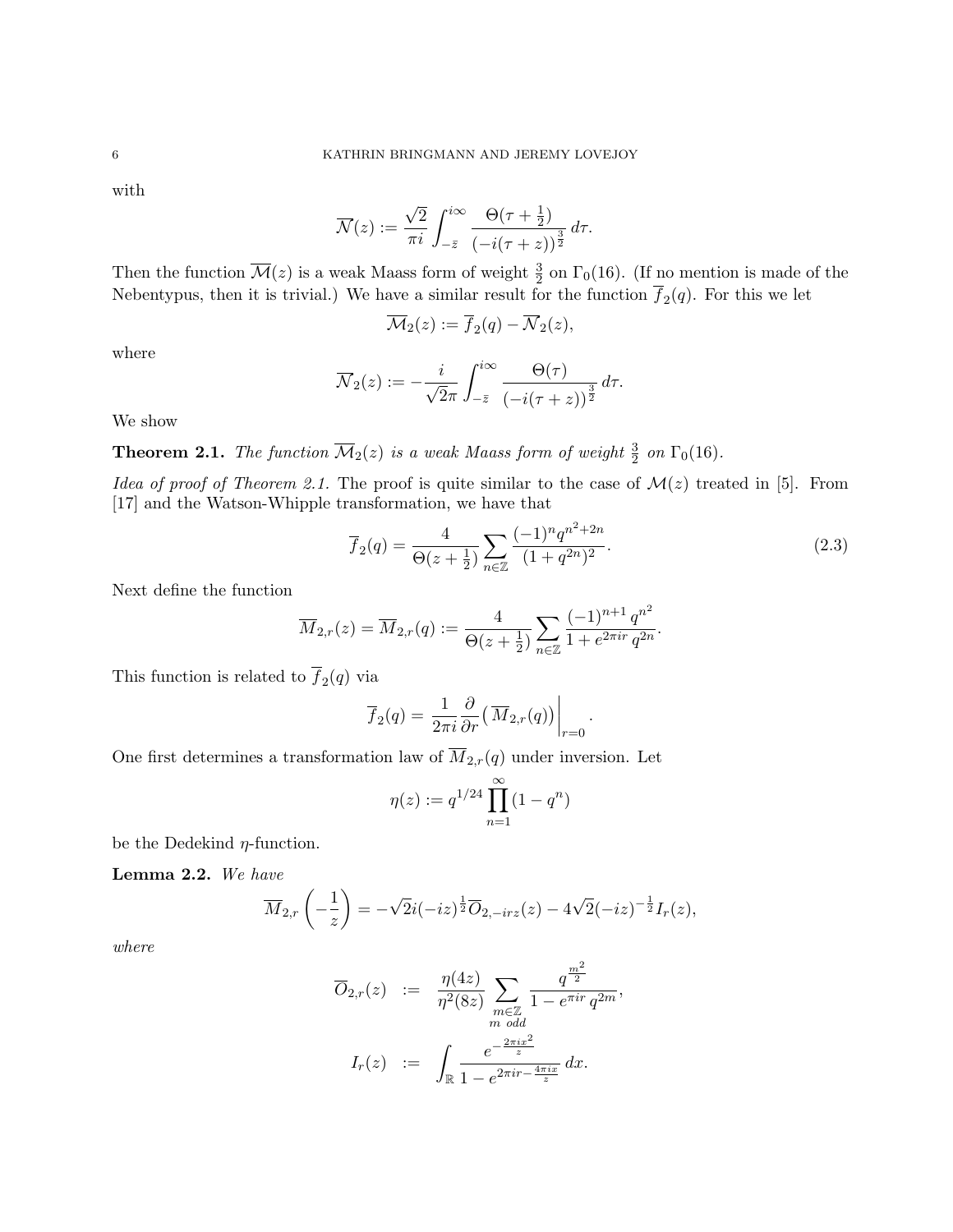with

$$\overline{\mathcal{N}}(z) := \frac{\sqrt{2}}{\pi i} \int_{-\bar{z}}^{i\infty} \frac{\Theta(\tau + \frac{1}{2})}{(-i(\tau + z))^{\frac{3}{2}}} \, d\tau.$$

Then the function $\overline{\mathcal{M}}(z)$ is a weak Maass form of weight $\frac{3}{2}$ on $\Gamma_0(16)$. (If no mention is made of the Nebentypus, then it is trivial.) We have a similar result for the function $\overline{f}_2(q)$. For this we let

$$\overline{\mathcal{M}}_2(z) := \overline{f}_2(q) - \overline{\mathcal{N}}_2(z),$$

where

$$\overline{\mathcal{N}}_2(z) := -\frac{i}{\sqrt{2}\pi} \int_{-\bar{z}}^{i\infty} \frac{\Theta(\tau)}{(-i(\tau + z))^{\frac{3}{2}}} \, d\tau.$$

We show

**Theorem 2.1.** *The function $\overline{\mathcal{M}}_2(z)$ is a weak Maass form of weight $\frac{3}{2}$ on $\Gamma_0(16)$.*

*Idea of proof of Theorem 2.1.* The proof is quite similar to the case of $\mathcal{M}(z)$ treated in [5]. From [17] and the Watson-Whipple transformation, we have that

$$\overline{f}_2(q) = \frac{4}{\Theta(z + \frac{1}{2})} \sum_{n \in \mathbb{Z}} \frac{(-1)^n q^{n^2 + 2n}}{(1 + q^{2n})^2}. \tag{2.3}$$

Next define the function

$$\overline{M}_{2,r}(z) = \overline{M}_{2,r}(q) := \frac{4}{\Theta(z + \frac{1}{2})} \sum_{n \in \mathbb{Z}} \frac{(-1)^{n+1} \, q^{n^2}}{1 + e^{2\pi i r} \, q^{2n}}.$$

This function is related to $\overline{f}_2(q)$ via

$$\overline{f}_2(q) = \left. \frac{1}{2\pi i} \frac{\partial}{\partial r} \big( \overline{M}_{2,r}(q) \big) \right|_{r=0}.$$

One first determines a transformation law of $\overline{M}_{2,r}(q)$ under inversion. Let

$$\eta(z) := q^{1/24} \prod_{n=1}^{\infty} (1 - q^n)$$

be the Dedekind $\eta$-function.

**Lemma 2.2.** *We have*

$$\overline{M}_{2,r}\left( -\frac{1}{z} \right) = -\sqrt{2} i (-iz)^{\frac{1}{2}} \overline{O}_{2,-irz}(z) - 4\sqrt{2} (-iz)^{-\frac{1}{2}} I_r(z),$$

*where*

$$\overline{O}_{2,r}(z) := \frac{\eta(4z)}{\eta^2(8z)} \sum_{\substack{m \in \mathbb{Z} \\ m \text{ odd}}} \frac{q^{\frac{m^2}{2}}}{1 - e^{\pi i r} \, q^{2m}},$$

$$I_r(z) := \int_{\mathbb{R}} \frac{e^{-\frac{2\pi i x^2}{z}}}{1 - e^{2\pi i r - \frac{4\pi i x}{z}}} \, dx.$$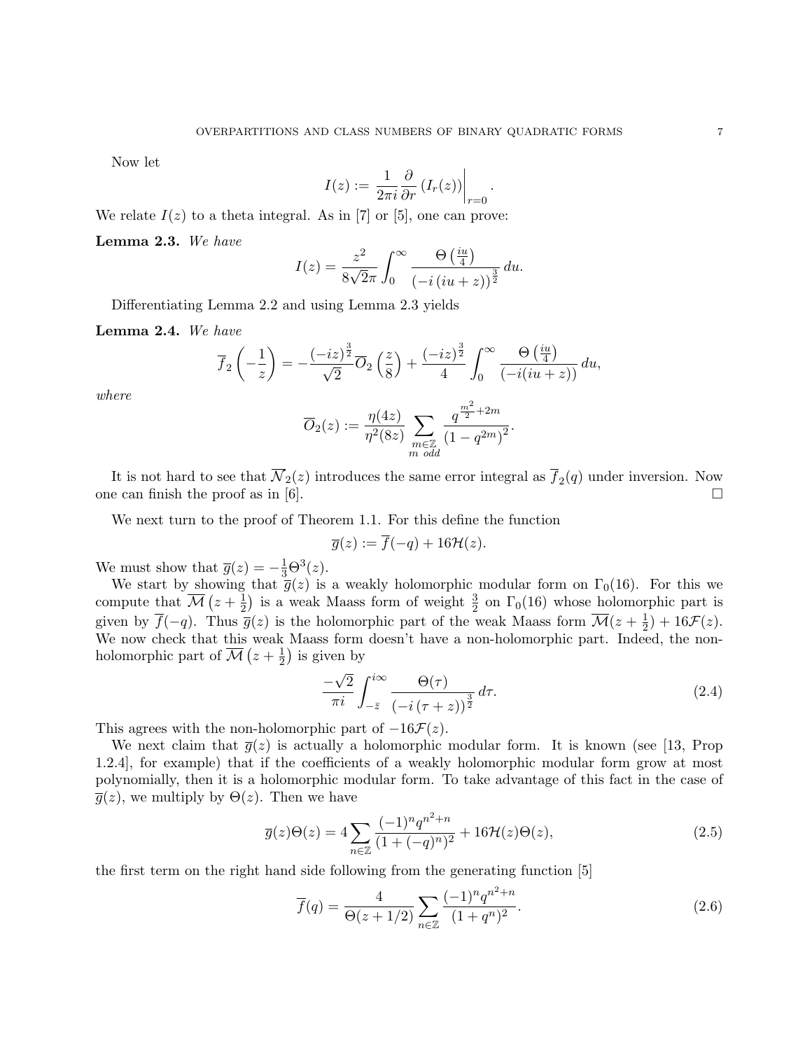Now let

$$I(z) := \frac{1}{2\pi i} \frac{\partial}{\partial r} \left( I_r(z) \right) \bigg|_{r=0}.$$

We relate $I(z)$ to a theta integral. As in [7] or [5], one can prove:

**Lemma 2.3.** *We have*

$$I(z) = \frac{z^2}{8\sqrt{2}\pi} \int_0^\infty \frac{\Theta\left(\frac{iu}{4}\right)}{\left(-i\left(iu+z\right)\right)^{\frac{3}{2}}} \, du.$$

Differentiating Lemma 2.2 and using Lemma 2.3 yields

**Lemma 2.4.** *We have*

$$\overline{f}_2\left(-\frac{1}{z}\right) = -\frac{(-iz)^{\frac{3}{2}}}{\sqrt{2}} \overline{O}_2\left(\frac{z}{8}\right) + \frac{(-iz)^{\frac{3}{2}}}{4} \int_0^\infty \frac{\Theta\left(\frac{iu}{4}\right)}{\left(-i(iu+z)\right)} \, du,$$

*where*

$$\overline{O}_2(z) := \frac{\eta(4z)}{\eta^2(8z)} \sum_{\substack{m \in \mathbb{Z} \\ m \text{ odd}}} \frac{q^{\frac{m^2}{2}+2m}}{\left(1-q^{2m}\right)^2}.$$

It is not hard to see that $\overline{\mathcal{N}}_2(z)$ introduces the same error integral as $\overline{f}_2(q)$ under inversion. Now one can finish the proof as in [6]. □

We next turn to the proof of Theorem 1.1. For this define the function

$$\overline{g}(z) := \overline{f}(-q) + 16\mathcal{H}(z).$$

We must show that $\overline{g}(z) = -\frac{1}{3}\Theta^3(z)$.

We start by showing that $\overline{g}(z)$ is a weakly holomorphic modular form on $\Gamma_0(16)$. For this we compute that $\overline{\mathcal{M}}\left(z+\frac{1}{2}\right)$ is a weak Maass form of weight $\frac{3}{2}$ on $\Gamma_0(16)$ whose holomorphic part is given by $\overline{f}(-q)$. Thus $\overline{g}(z)$ is the holomorphic part of the weak Maass form $\overline{\mathcal{M}}(z+\frac{1}{2}) + 16\mathcal{F}(z)$. We now check that this weak Maass form doesn't have a non-holomorphic part. Indeed, the non-holomorphic part of $\overline{\mathcal{M}}\left(z+\frac{1}{2}\right)$ is given by

$$\frac{-\sqrt{2}}{\pi i} \int_{-\bar{z}}^{i\infty} \frac{\Theta(\tau)}{\left(-i\left(\tau+z\right)\right)^{\frac{3}{2}}} \, d\tau. \tag{2.4}$$

This agrees with the non-holomorphic part of $-16\mathcal{F}(z)$.

We next claim that $\overline{g}(z)$ is actually a holomorphic modular form. It is known (see [13, Prop 1.2.4], for example) that if the coefficients of a weakly holomorphic modular form grow at most polynomially, then it is a holomorphic modular form. To take advantage of this fact in the case of $\overline{g}(z)$, we multiply by $\Theta(z)$. Then we have

$$\overline{g}(z)\Theta(z) = 4\sum_{n\in\mathbb{Z}} \frac{(-1)^n q^{n^2+n}}{(1+(-q)^n)^2} + 16\mathcal{H}(z)\Theta(z), \tag{2.5}$$

the first term on the right hand side following from the generating function [5]

$$\overline{f}(q) = \frac{4}{\Theta(z+1/2)} \sum_{n\in\mathbb{Z}} \frac{(-1)^n q^{n^2+n}}{(1+q^n)^2}. \tag{2.6}$$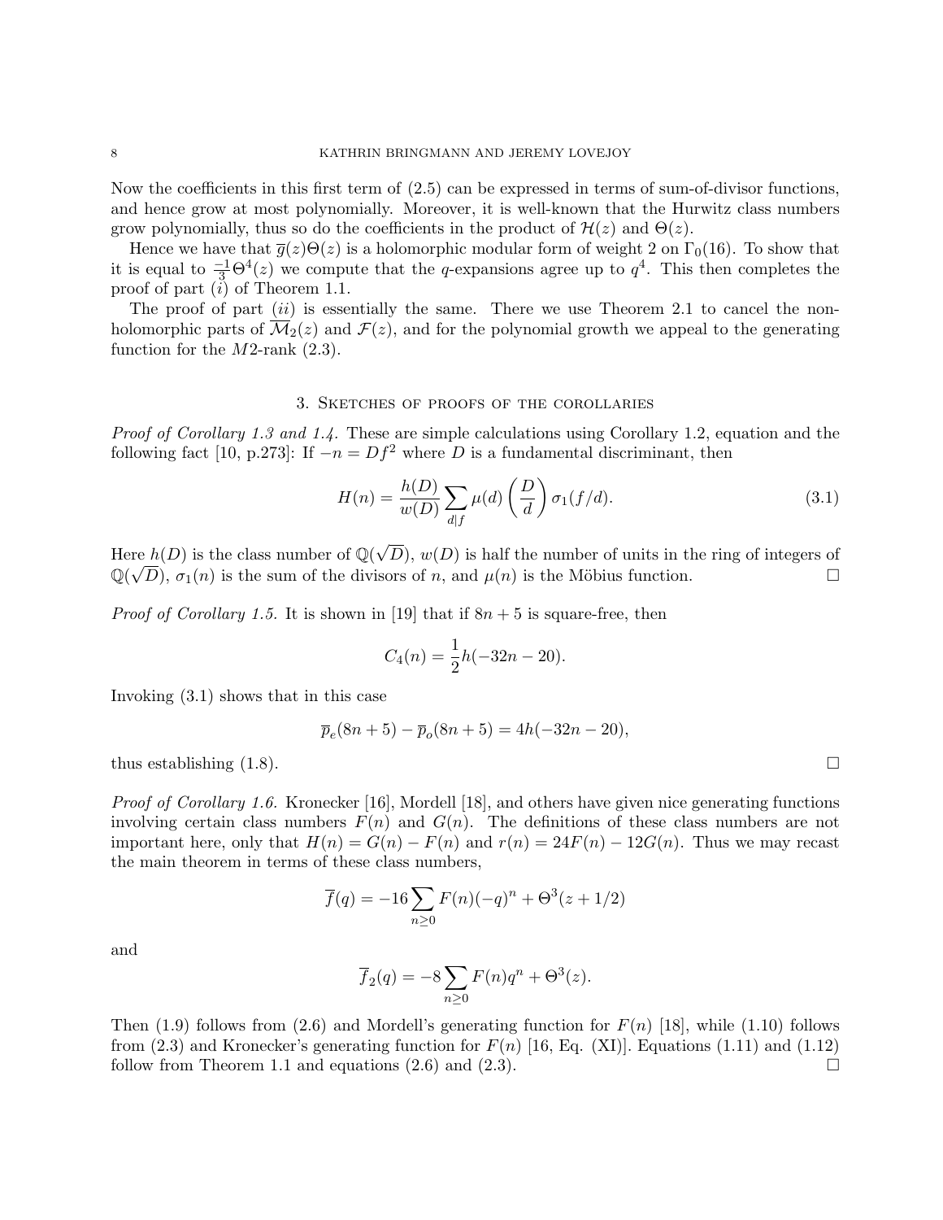Now the coefficients in this first term of (2.5) can be expressed in terms of sum-of-divisor functions, and hence grow at most polynomially. Moreover, it is well-known that the Hurwitz class numbers grow polynomially, thus so do the coefficients in the product of $\mathcal{H}(z)$ and $\Theta(z)$.

Hence we have that $\overline{g}(z)\Theta(z)$ is a holomorphic modular form of weight 2 on $\Gamma_0(16)$. To show that it is equal to $\frac{-1}{3}\Theta^4(z)$ we compute that the $q$-expansions agree up to $q^4$. This then completes the proof of part $(i)$ of Theorem 1.1.

The proof of part $(ii)$ is essentially the same. There we use Theorem 2.1 to cancel the non-holomorphic parts of $\overline{\mathcal{M}}_2(z)$ and $\mathcal{F}(z)$, and for the polynomial growth we appeal to the generating function for the $M2$-rank (2.3).

## 3. Sketches of proofs of the corollaries

*Proof of Corollary 1.3 and 1.4.* These are simple calculations using Corollary 1.2, equation and the following fact [10, p.273]: If $-n = Df^2$ where $D$ is a fundamental discriminant, then

$$H(n) = \frac{h(D)}{w(D)} \sum_{d|f} \mu(d) \left(\frac{D}{d}\right) \sigma_1(f/d). \tag{3.1}$$

Here $h(D)$ is the class number of $\mathbb{Q}(\sqrt{D})$, $w(D)$ is half the number of units in the ring of integers of $\mathbb{Q}(\sqrt{D})$, $\sigma_1(n)$ is the sum of the divisors of $n$, and $\mu(n)$ is the Möbius function. □

*Proof of Corollary 1.5.* It is shown in [19] that if $8n+5$ is square-free, then

$$C_4(n) = \frac{1}{2}h(-32n-20).$$

Invoking (3.1) shows that in this case

$$\overline{p}_e(8n+5) - \overline{p}_o(8n+5) = 4h(-32n-20),$$

thus establishing (1.8). □

*Proof of Corollary 1.6.* Kronecker [16], Mordell [18], and others have given nice generating functions involving certain class numbers $F(n)$ and $G(n)$. The definitions of these class numbers are not important here, only that $H(n) = G(n) - F(n)$ and $r(n) = 24F(n) - 12G(n)$. Thus we may recast the main theorem in terms of these class numbers,

$$\overline{f}(q) = -16 \sum_{n \geq 0} F(n)(-q)^n + \Theta^3(z + 1/2)$$

and

$$\overline{f}_2(q) = -8 \sum_{n \geq 0} F(n)q^n + \Theta^3(z).$$

Then (1.9) follows from (2.6) and Mordell's generating function for $F(n)$ [18], while (1.10) follows from (2.3) and Kronecker's generating function for $F(n)$ [16, Eq. (XI)]. Equations (1.11) and (1.12) follow from Theorem 1.1 and equations (2.6) and (2.3). □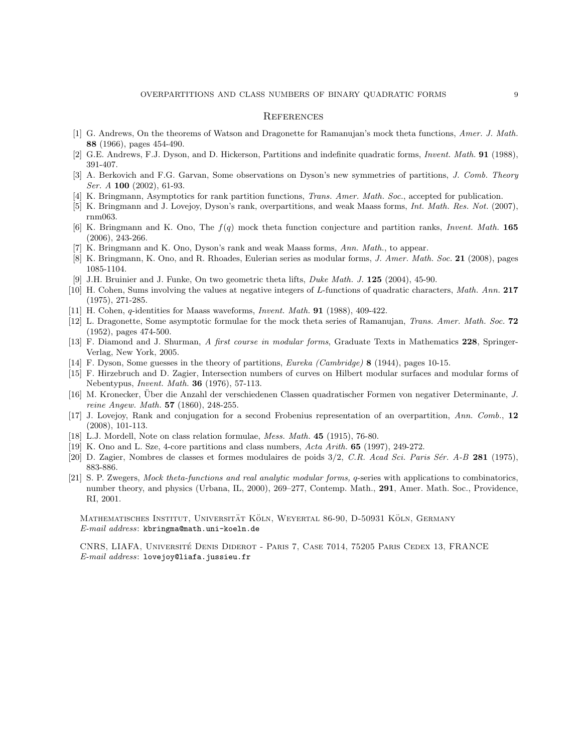## References

[1] G. Andrews, On the theorems of Watson and Dragonette for Ramanujan's mock theta functions, *Amer. J. Math.* **88** (1966), pages 454-490.

[2] G.E. Andrews, F.J. Dyson, and D. Hickerson, Partitions and indefinite quadratic forms, *Invent. Math.* **91** (1988), 391-407.

[3] A. Berkovich and F.G. Garvan, Some observations on Dyson's new symmetries of partitions, *J. Comb. Theory Ser. A* **100** (2002), 61-93.

[4] K. Bringmann, Asymptotics for rank partition functions, *Trans. Amer. Math. Soc.*, accepted for publication.

[5] K. Bringmann and J. Lovejoy, Dyson's rank, overpartitions, and weak Maass forms, *Int. Math. Res. Not.* (2007), rnm063.

[6] K. Bringmann and K. Ono, The $f(q)$ mock theta function conjecture and partition ranks, *Invent. Math.* **165** (2006), 243-266.

[7] K. Bringmann and K. Ono, Dyson's rank and weak Maass forms, *Ann. Math.*, to appear.

[8] K. Bringmann, K. Ono, and R. Rhoades, Eulerian series as modular forms, *J. Amer. Math. Soc.* **21** (2008), pages 1085-1104.

[9] J.H. Bruinier and J. Funke, On two geometric theta lifts, *Duke Math. J.* **125** (2004), 45-90.

[10] H. Cohen, Sums involving the values at negative integers of $L$-functions of quadratic characters, *Math. Ann.* **217** (1975), 271-285.

[11] H. Cohen, $q$-identities for Maass waveforms, *Invent. Math.* **91** (1988), 409-422.

[12] L. Dragonette, Some asymptotic formulae for the mock theta series of Ramanujan, *Trans. Amer. Math. Soc.* **72** (1952), pages 474-500.

[13] F. Diamond and J. Shurman, *A first course in modular forms*, Graduate Texts in Mathematics **228**, Springer-Verlag, New York, 2005.

[14] F. Dyson, Some guesses in the theory of partitions, *Eureka (Cambridge)* **8** (1944), pages 10-15.

[15] F. Hirzebruch and D. Zagier, Intersection numbers of curves on Hilbert modular surfaces and modular forms of Nebentypus, *Invent. Math.* **36** (1976), 57-113.

[16] M. Kronecker, Über die Anzahl der verschiedenen Classen quadratischer Formen von negativer Determinante, *J. reine Angew. Math.* **57** (1860), 248-255.

[17] J. Lovejoy, Rank and conjugation for a second Frobenius representation of an overpartition, *Ann. Comb.*, **12** (2008), 101-113.

[18] L.J. Mordell, Note on class relation formulae, *Mess. Math.* **45** (1915), 76-80.

[19] K. Ono and L. Sze, 4-core partitions and class numbers, *Acta Arith.* **65** (1997), 249-272.

[20] D. Zagier, Nombres de classes et formes modulaires de poids 3/2, *C.R. Acad Sci. Paris Sér. A-B* **281** (1975), 883-886.

[21] S. P. Zwegers, *Mock theta-functions and real analytic modular forms,* $q$-series with applications to combinatorics, number theory, and physics (Urbana, IL, 2000), 269–277, Contemp. Math., **291**, Amer. Math. Soc., Providence, RI, 2001.

Mathematisches Institut, Universität Köln, Weyertal 86-90, D-50931 Köln, Germany
*E-mail address*: kbringma@math.uni-koeln.de

CNRS, LIAFA, Université Denis Diderot - Paris 7, Case 7014, 75205 Paris Cedex 13, FRANCE
*E-mail address*: lovejoy@liafa.jussieu.fr